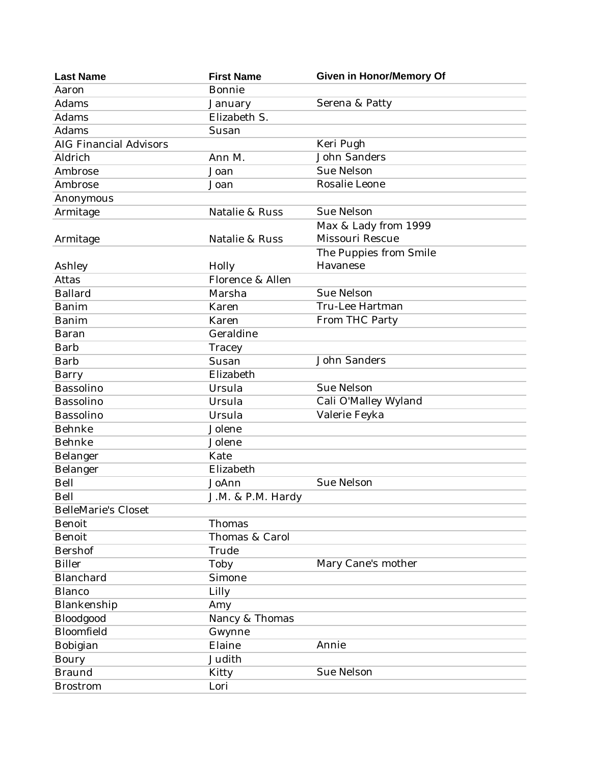| Last Name | First Name | Given in Honor/Memory Of |
| --- | --- | --- |
| Aaron | Bonnie | |
| Adams | January | Serena & Patty |
| Adams | Elizabeth S. | |
| Adams | Susan | |
| AIG Financial Advisors | | Keri Pugh |
| Aldrich | Ann M. | John Sanders |
| Ambrose | Joan | Sue Nelson |
| Ambrose | Joan | Rosalie Leone |
| Anonymous | | |
| Armitage | Natalie & Russ | Sue Nelson |
| Armitage | Natalie & Russ | Max & Lady from 1999 Missouri Rescue |
| Ashley | Holly | The Puppies from Smile Havanese |
| Attas | Florence & Allen | |
| Ballard | Marsha | Sue Nelson |
| Banim | Karen | Tru-Lee Hartman |
| Banim | Karen | From THC Party |
| Baran | Geraldine | |
| Barb | Tracey | |
| Barb | Susan | John Sanders |
| Barry | Elizabeth | |
| Bassolino | Ursula | Sue Nelson |
| Bassolino | Ursula | Cali O'Malley Wyland |
| Bassolino | Ursula | Valerie Feyka |
| Behnke | Jolene | |
| Behnke | Jolene | |
| Belanger | Kate | |
| Belanger | Elizabeth | |
| Bell | JoAnn | Sue Nelson |
| Bell | J.M. & P.M. Hardy | |
| BelleMarie's Closet | | |
| Benoit | Thomas | |
| Benoit | Thomas & Carol | |
| Bershof | Trude | |
| Biller | Toby | Mary Cane's mother |
| Blanchard | Simone | |
| Blanco | Lilly | |
| Blankenship | Amy | |
| Bloodgood | Nancy & Thomas | |
| Bloomfield | Gwynne | |
| Bobigian | Elaine | Annie |
| Boury | Judith | |
| Braund | Kitty | Sue Nelson |
| Brostrom | Lori | |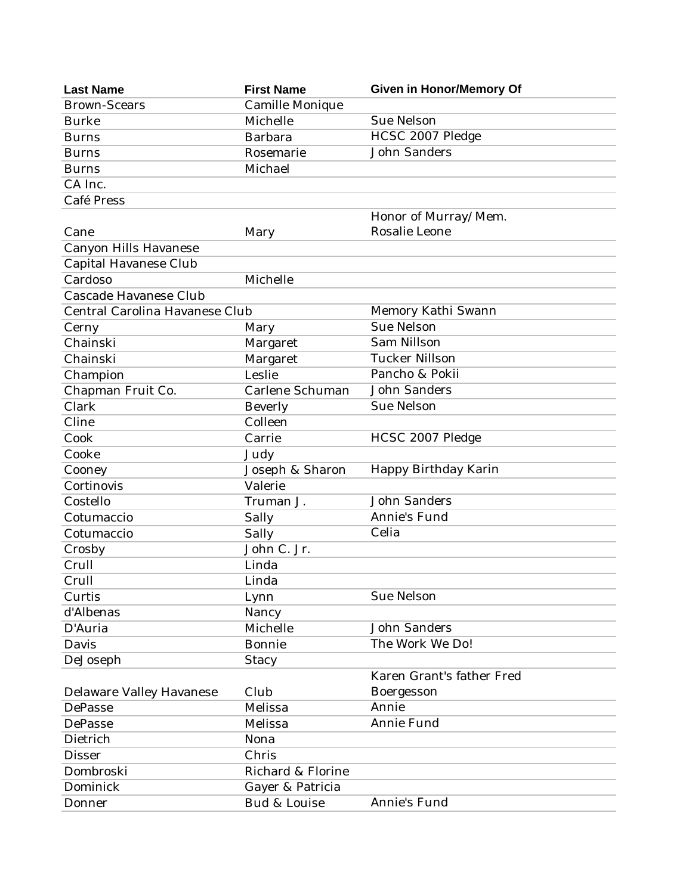| Last Name | First Name | Given in Honor/Memory Of |
|---|---|---|
| Brown-Scears | Camille Monique | |
| Burke | Michelle | Sue Nelson |
| Burns | Barbara | HCSC 2007 Pledge |
| Burns | Rosemarie | John Sanders |
| Burns | Michael | |
| CA Inc. | | |
| Café Press | | |
| Cane | Mary | Honor of Murray/Mem. Rosalie Leone |
| Canyon Hills Havanese | | |
| Capital Havanese Club | | |
| Cardoso | Michelle | |
| Cascade Havanese Club | | |
| Central Carolina Havanese Club | | Memory Kathi Swann |
| Cerny | Mary | Sue Nelson |
| Chainski | Margaret | Sam Nillson |
| Chainski | Margaret | Tucker Nillson |
| Champion | Leslie | Pancho & Pokii |
| Chapman Fruit Co. | Carlene Schuman | John Sanders |
| Clark | Beverly | Sue Nelson |
| Cline | Colleen | |
| Cook | Carrie | HCSC 2007 Pledge |
| Cooke | Judy | |
| Cooney | Joseph & Sharon | Happy Birthday Karin |
| Cortinovis | Valerie | |
| Costello | Truman J. | John Sanders |
| Cotumaccio | Sally | Annie's Fund |
| Cotumaccio | Sally | Celia |
| Crosby | John C. Jr. | |
| Crull | Linda | |
| Crull | Linda | |
| Curtis | Lynn | Sue Nelson |
| d'Albenas | Nancy | |
| D'Auria | Michelle | John Sanders |
| Davis | Bonnie | The Work We Do! |
| DeJoseph | Stacy | |
| Delaware Valley Havanese | Club | Karen Grant's father Fred Boergesson |
| DePasse | Melissa | Annie |
| DePasse | Melissa | Annie Fund |
| Dietrich | Nona | |
| Disser | Chris | |
| Dombroski | Richard & Florine | |
| Dominick | Gayer & Patricia | |
| Donner | Bud & Louise | Annie's Fund |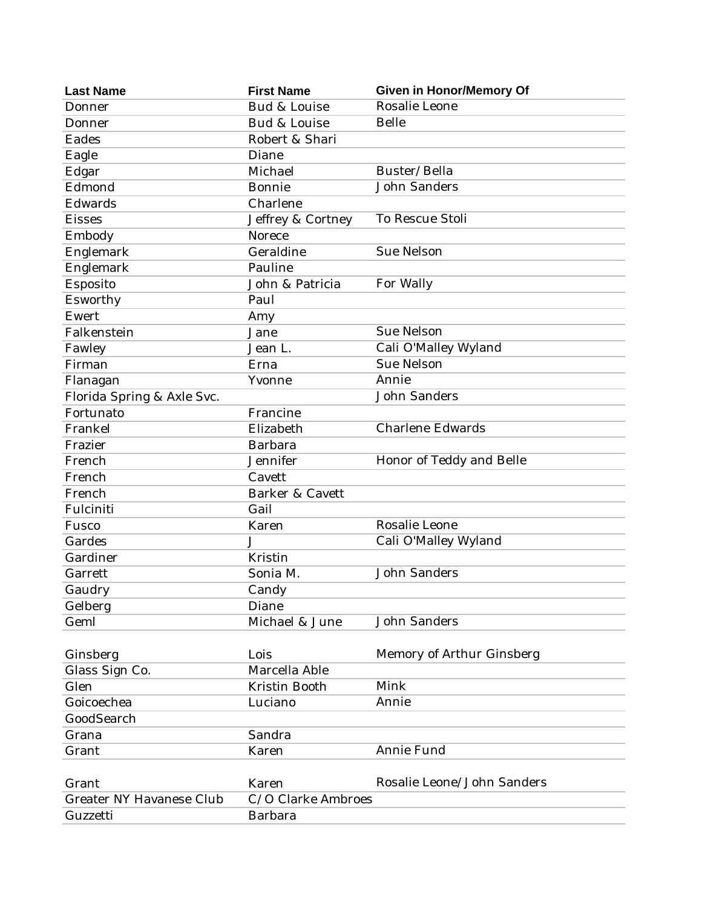| Last Name | First Name | Given in Honor/Memory Of |
| --- | --- | --- |
| Donner | Bud & Louise | Rosalie Leone |
| Donner | Bud & Louise | Belle |
| Eades | Robert & Shari | |
| Eagle | Diane | |
| Edgar | Michael | Buster/Bella |
| Edmond | Bonnie | John Sanders |
| Edwards | Charlene | |
| Eisses | Jeffrey & Cortney | To Rescue Stoli |
| Embody | Norece | |
| Englemark | Geraldine | Sue Nelson |
| Englemark | Pauline | |
| Esposito | John & Patricia | For Wally |
| Esworthy | Paul | |
| Ewert | Amy | |
| Falkenstein | Jane | Sue Nelson |
| Fawley | Jean L. | Cali O'Malley Wyland |
| Firman | Erna | Sue Nelson |
| Flanagan | Yvonne | Annie |
| Florida Spring & Axle Svc. | | John Sanders |
| Fortunato | Francine | |
| Frankel | Elizabeth | Charlene Edwards |
| Frazier | Barbara | |
| French | Jennifer | Honor of Teddy and Belle |
| French | Cavett | |
| French | Barker & Cavett | |
| Fulciniti | Gail | |
| Fusco | Karen | Rosalie Leone |
| Gardes | J | Cali O'Malley Wyland |
| Gardiner | Kristin | |
| Garrett | Sonia M. | John Sanders |
| Gaudry | Candy | |
| Gelberg | Diane | |
| Geml | Michael & June | John Sanders |
| Ginsberg | Lois | Memory of Arthur Ginsberg |
| Glass Sign Co. | Marcella Able | |
| Glen | Kristin Booth | Mink |
| Goicoechea | Luciano | Annie |
| GoodSearch | | |
| Grana | Sandra | |
| Grant | Karen | Annie Fund |
| Grant | Karen | Rosalie Leone/John Sanders |
| Greater NY Havanese Club | C/O Clarke Ambroes | |
| Guzzetti | Barbara | |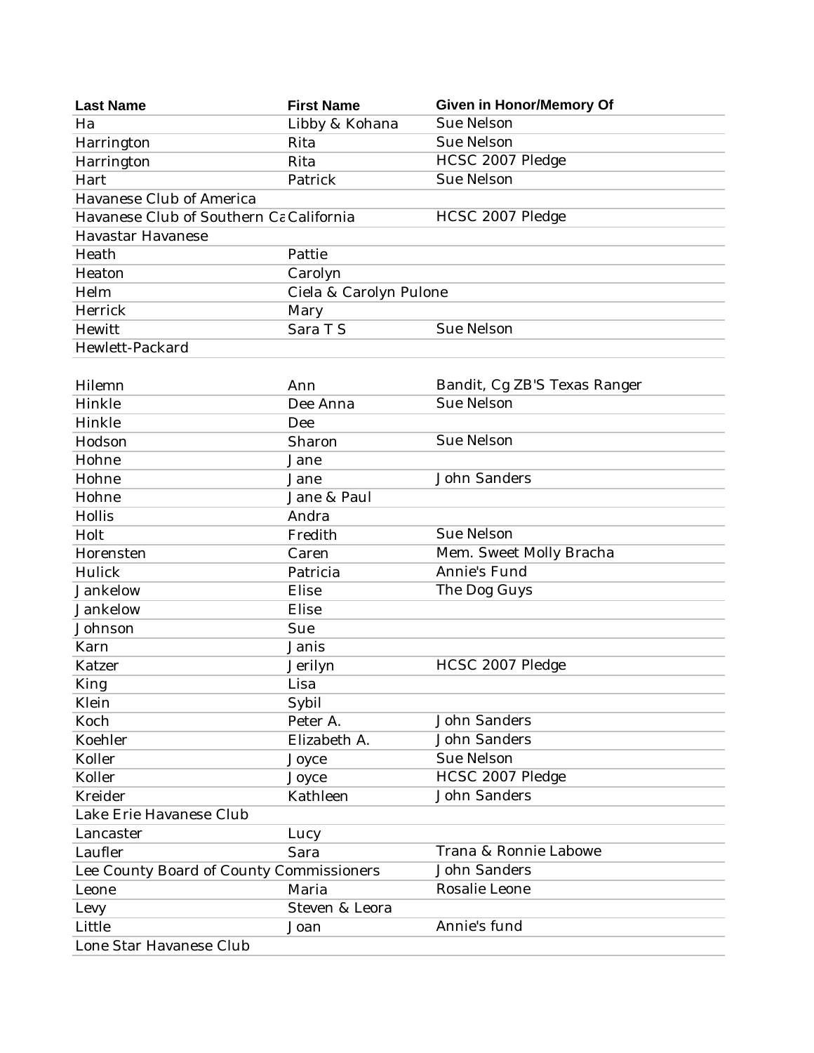| Last Name | First Name | Given in Honor/Memory Of |
|---|---|---|
| Ha | Libby & Kohana | Sue Nelson |
| Harrington | Rita | Sue Nelson |
| Harrington | Rita | HCSC 2007 Pledge |
| Hart | Patrick | Sue Nelson |
| Havanese Club of America | | |
| Havanese Club of Southern Ca | California | HCSC 2007 Pledge |
| Havastar Havanese | | |
| Heath | Pattie | |
| Heaton | Carolyn | |
| Helm | Ciela & Carolyn Pulone | |
| Herrick | Mary | |
| Hewitt | Sara T S | Sue Nelson |
| Hewlett-Packard | | |
| Hilemn | Ann | Bandit, Cg ZB'S Texas Ranger |
| Hinkle | Dee Anna | Sue Nelson |
| Hinkle | Dee | |
| Hodson | Sharon | Sue Nelson |
| Hohne | Jane | |
| Hohne | Jane | John Sanders |
| Hohne | Jane & Paul | |
| Hollis | Andra | |
| Holt | Fredith | Sue Nelson |
| Horensten | Caren | Mem. Sweet Molly Bracha |
| Hulick | Patricia | Annie's Fund |
| Jankelow | Elise | The Dog Guys |
| Jankelow | Elise | |
| Johnson | Sue | |
| Karn | Janis | |
| Katzer | Jerilyn | HCSC 2007 Pledge |
| King | Lisa | |
| Klein | Sybil | |
| Koch | Peter A. | John Sanders |
| Koehler | Elizabeth A. | John Sanders |
| Koller | Joyce | Sue Nelson |
| Koller | Joyce | HCSC 2007 Pledge |
| Kreider | Kathleen | John Sanders |
| Lake Erie Havanese Club | | |
| Lancaster | Lucy | |
| Laufler | Sara | Trana & Ronnie Labowe |
| Lee County Board of County Commissioners | | John Sanders |
| Leone | Maria | Rosalie Leone |
| Levy | Steven & Leora | |
| Little | Joan | Annie's fund |
| Lone Star Havanese Club | | |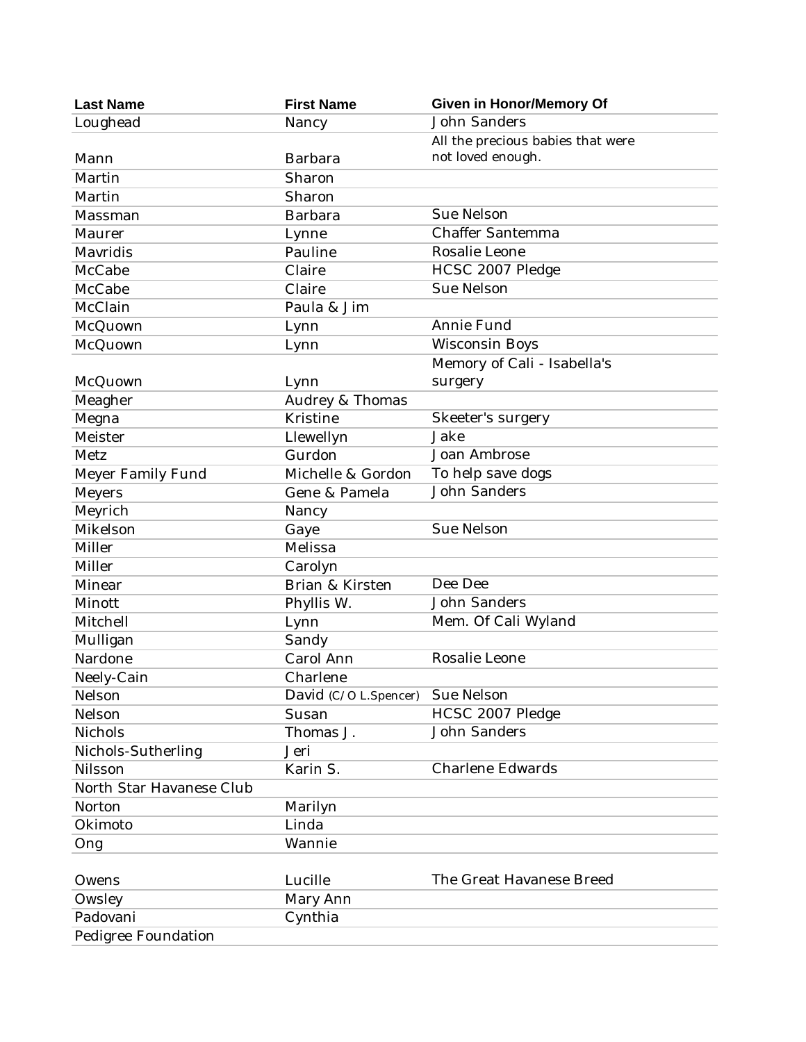| Last Name | First Name | Given in Honor/Memory Of |
|---|---|---|
| Loughead | Nancy | John Sanders |
| Mann | Barbara | All the precious babies that were not loved enough. |
| Martin | Sharon | |
| Martin | Sharon | |
| Massman | Barbara | Sue Nelson |
| Maurer | Lynne | Chaffer Santemma |
| Mavridis | Pauline | Rosalie Leone |
| McCabe | Claire | HCSC 2007 Pledge |
| McCabe | Claire | Sue Nelson |
| McClain | Paula & Jim | |
| McQuown | Lynn | Annie Fund |
| McQuown | Lynn | Wisconsin Boys |
| McQuown | Lynn | Memory of Cali - Isabella's surgery |
| Meagher | Audrey & Thomas | |
| Megna | Kristine | Skeeter's surgery |
| Meister | Llewellyn | Jake |
| Metz | Gurdon | Joan Ambrose |
| Meyer Family Fund | Michelle & Gordon | To help save dogs |
| Meyers | Gene & Pamela | John Sanders |
| Meyrich | Nancy | |
| Mikelson | Gaye | Sue Nelson |
| Miller | Melissa | |
| Miller | Carolyn | |
| Minear | Brian & Kirsten | Dee Dee |
| Minott | Phyllis W. | John Sanders |
| Mitchell | Lynn | Mem. Of Cali Wyland |
| Mulligan | Sandy | |
| Nardone | Carol Ann | Rosalie Leone |
| Neely-Cain | Charlene | |
| Nelson | David (C/O L.Spencer) | Sue Nelson |
| Nelson | Susan | HCSC 2007 Pledge |
| Nichols | Thomas J. | John Sanders |
| Nichols-Sutherling | Jeri | |
| Nilsson | Karin S. | Charlene Edwards |
| North Star Havanese Club | | |
| Norton | Marilyn | |
| Okimoto | Linda | |
| Ong | Wannie | |
| Owens | Lucille | The Great Havanese Breed |
| Owsley | Mary Ann | |
| Padovani | Cynthia | |
| Pedigree Foundation | | |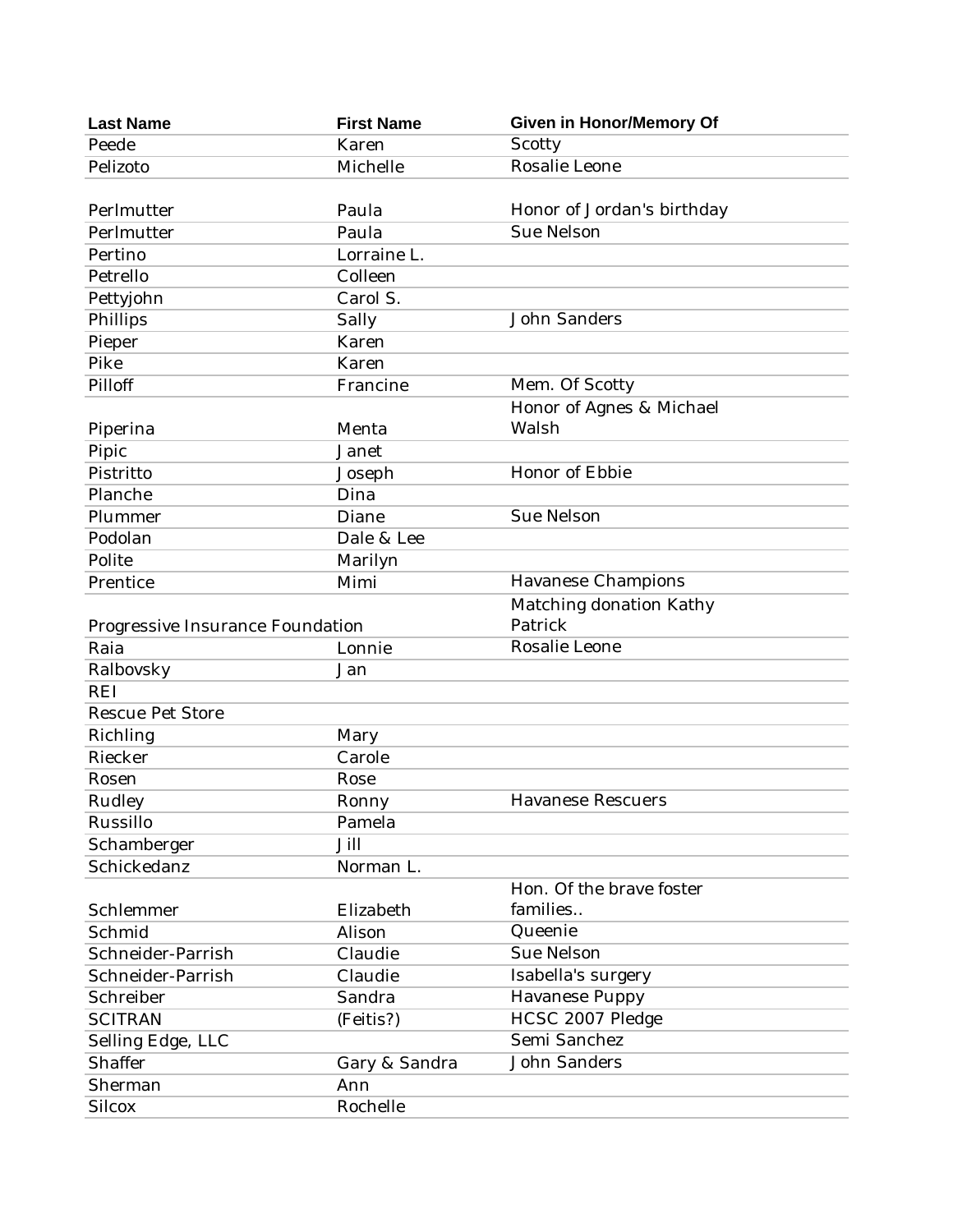| Last Name | First Name | Given in Honor/Memory Of |
|---|---|---|
| Peede | Karen | Scotty |
| Pelizoto | Michelle | Rosalie Leone |
| Perlmutter | Paula | Honor of Jordan's birthday |
| Perlmutter | Paula | Sue Nelson |
| Pertino | Lorraine L. | |
| Petrello | Colleen | |
| Pettyjohn | Carol S. | |
| Phillips | Sally | John Sanders |
| Pieper | Karen | |
| Pike | Karen | |
| Pilloff | Francine | Mem. Of Scotty |
| Piperina | Menta | Honor of Agnes & Michael Walsh |
| Pipic | Janet | |
| Pistritto | Joseph | Honor of Ebbie |
| Planche | Dina | |
| Plummer | Diane | Sue Nelson |
| Podolan | Dale & Lee | |
| Polite | Marilyn | |
| Prentice | Mimi | Havanese Champions |
| Progressive Insurance Foundation | | Matching donation Kathy Patrick |
| Raia | Lonnie | Rosalie Leone |
| Ralbovsky | Jan | |
| REI | | |
| Rescue Pet Store | | |
| Richling | Mary | |
| Riecker | Carole | |
| Rosen | Rose | |
| Rudley | Ronny | Havanese Rescuers |
| Russillo | Pamela | |
| Schamberger | Jill | |
| Schickedanz | Norman L. | |
| Schlemmer | Elizabeth | Hon. Of the brave foster families.. |
| Schmid | Alison | Queenie |
| Schneider-Parrish | Claudie | Sue Nelson |
| Schneider-Parrish | Claudie | Isabella's surgery |
| Schreiber | Sandra | Havanese Puppy |
| SCITRAN | (Feitis?) | HCSC 2007 Pledge |
| Selling Edge, LLC | | Semi Sanchez |
| Shaffer | Gary & Sandra | John Sanders |
| Sherman | Ann | |
| Silcox | Rochelle | |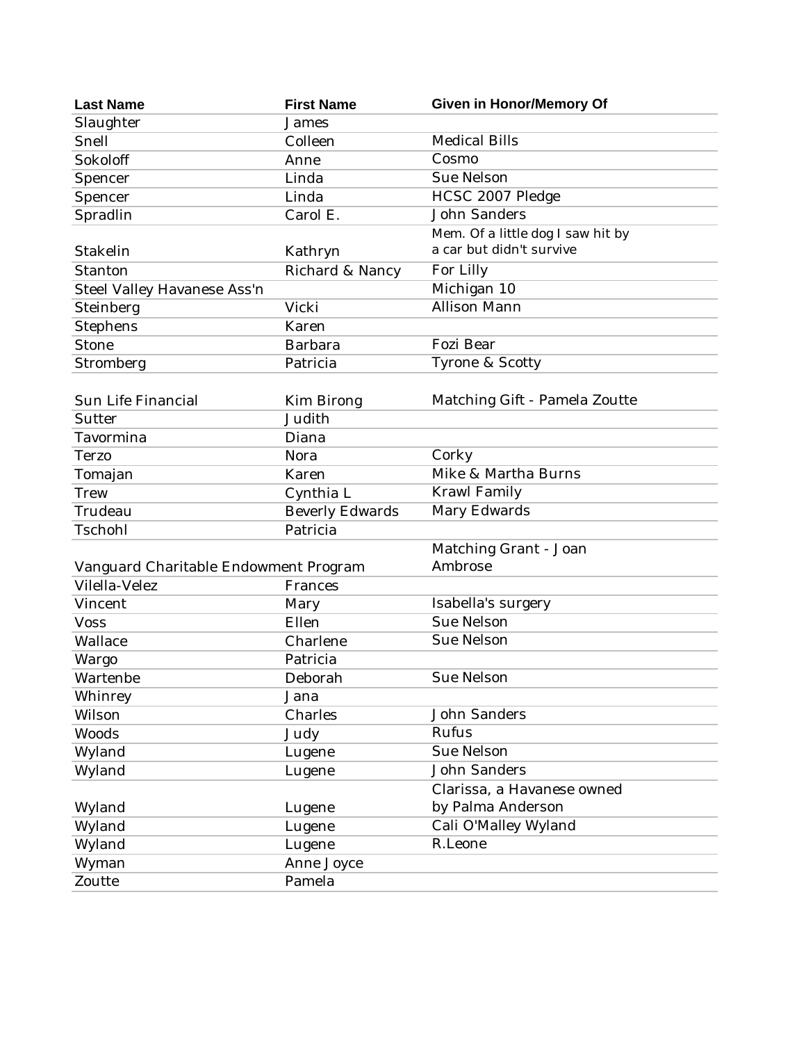| Last Name | First Name | Given in Honor/Memory Of |
|---|---|---|
| Slaughter | James | |
| Snell | Colleen | Medical Bills |
| Sokoloff | Anne | Cosmo |
| Spencer | Linda | Sue Nelson |
| Spencer | Linda | HCSC 2007 Pledge |
| Spradlin | Carol E. | John Sanders |
| Stakelin | Kathryn | Mem. Of a little dog I saw hit by a car but didn't survive |
| Stanton | Richard & Nancy | For Lilly |
| Steel Valley Havanese Ass'n | | Michigan 10 |
| Steinberg | Vicki | Allison Mann |
| Stephens | Karen | |
| Stone | Barbara | Fozi Bear |
| Stromberg | Patricia | Tyrone & Scotty |
| Sun Life Financial | Kim Birong | Matching Gift - Pamela Zoutte |
| Sutter | Judith | |
| Tavormina | Diana | |
| Terzo | Nora | Corky |
| Tomajan | Karen | Mike & Martha Burns |
| Trew | Cynthia L | Krawl Family |
| Trudeau | Beverly Edwards | Mary Edwards |
| Tschohl | Patricia | |
| Vanguard Charitable Endowment Program | | Matching Grant - Joan Ambrose |
| Vilella-Velez | Frances | |
| Vincent | Mary | Isabella's surgery |
| Voss | Ellen | Sue Nelson |
| Wallace | Charlene | Sue Nelson |
| Wargo | Patricia | |
| Wartenbe | Deborah | Sue Nelson |
| Whinrey | Jana | |
| Wilson | Charles | John Sanders |
| Woods | Judy | Rufus |
| Wyland | Lugene | Sue Nelson |
| Wyland | Lugene | John Sanders |
| Wyland | Lugene | Clarissa, a Havanese owned by Palma Anderson |
| Wyland | Lugene | Cali O'Malley Wyland |
| Wyland | Lugene | R.Leone |
| Wyman | Anne Joyce | |
| Zoutte | Pamela | |